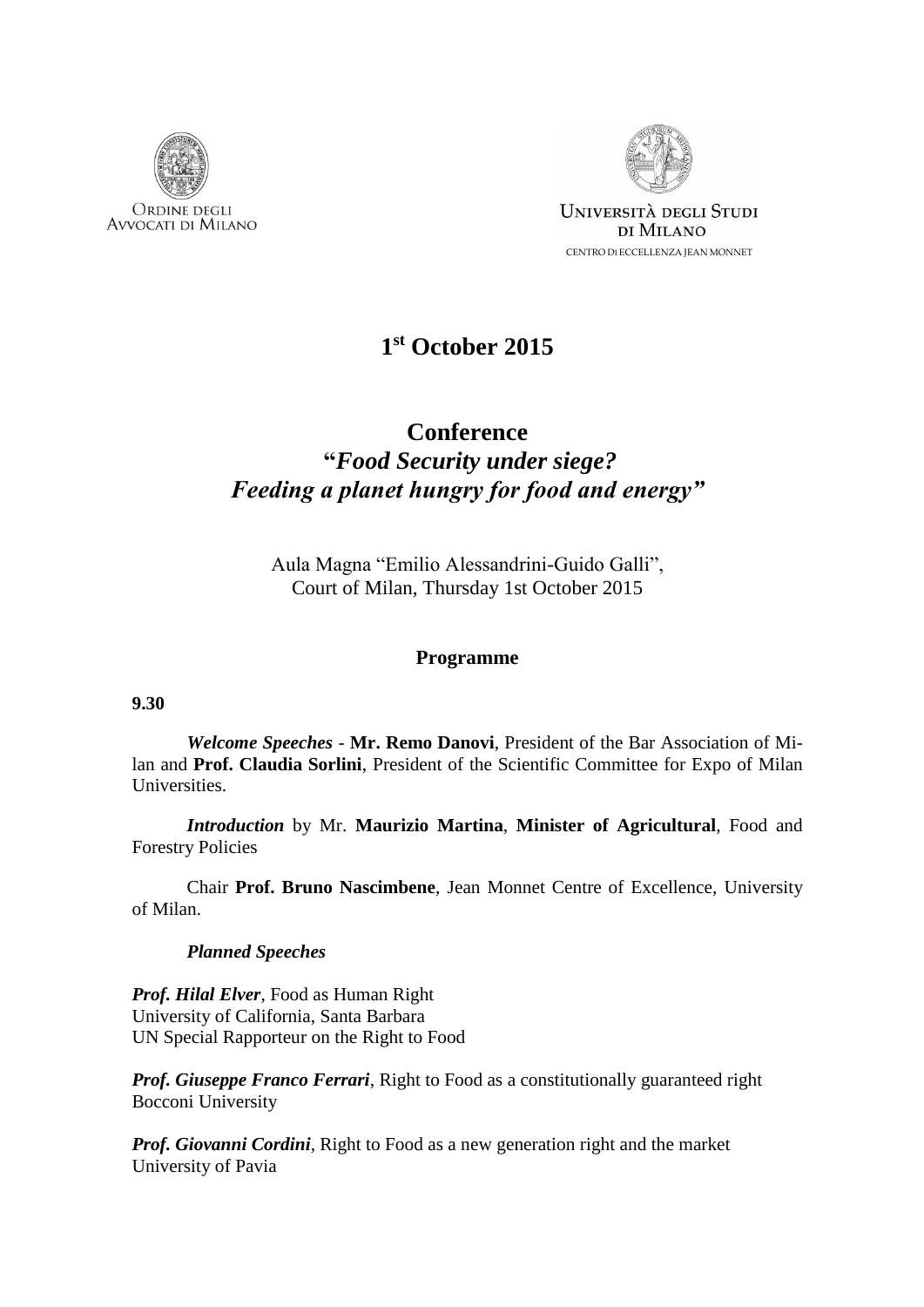Ordine degli
Avvocati di Milano

Università degli Studi
di Milano
Centro di Eccellenza Jean Monnet

# 1st October 2015

# Conference
## "*Food Security under siege?*
## *Feeding a planet hungry for food and energy*"

Aula Magna "Emilio Alessandrini-Guido Galli",
Court of Milan, Thursday 1st October 2015

### Programme

**9.30**

***Welcome Speeches*** - **Mr. Remo Danovi**, President of the Bar Association of Milan and **Prof. Claudia Sorlini**, President of the Scientific Committee for Expo of Milan Universities.

***Introduction*** by Mr. **Maurizio Martina**, **Minister of Agricultural**, Food and Forestry Policies

Chair **Prof. Bruno Nascimbene**, Jean Monnet Centre of Excellence, University of Milan.

***Planned Speeches***

***Prof. Hilal Elver***, Food as Human Right
University of California, Santa Barbara
UN Special Rapporteur on the Right to Food

***Prof. Giuseppe Franco Ferrari***, Right to Food as a constitutionally guaranteed right
Bocconi University

***Prof. Giovanni Cordini***, Right to Food as a new generation right and the market
University of Pavia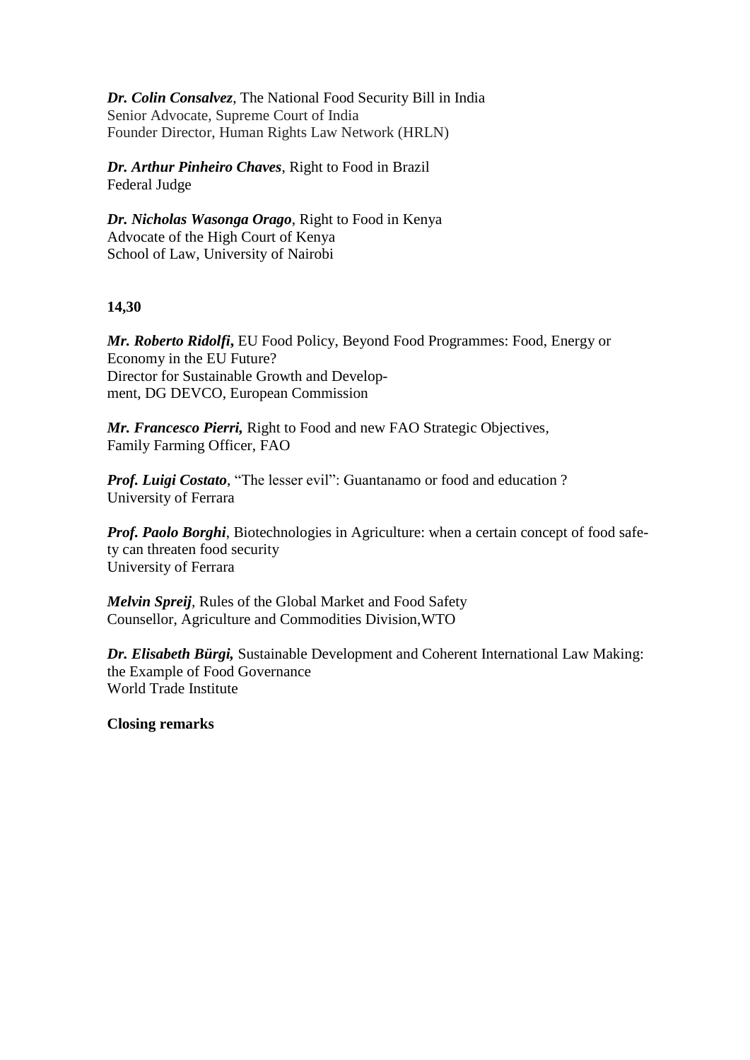***Dr. Colin Consalvez***, The National Food Security Bill in India
Senior Advocate, Supreme Court of India
Founder Director, Human Rights Law Network (HRLN)

***Dr. Arthur Pinheiro Chaves***, Right to Food in Brazil
Federal Judge

***Dr. Nicholas Wasonga Orago***, Right to Food in Kenya
Advocate of the High Court of Kenya
School of Law, University of Nairobi

**14,30**

***Mr. Roberto Ridolfi,*** EU Food Policy, Beyond Food Programmes: Food, Energy or Economy in the EU Future?
Director for Sustainable Growth and Development, DG DEVCO, European Commission

***Mr. Francesco Pierri,*** Right to Food and new FAO Strategic Objectives,
Family Farming Officer, FAO

***Prof. Luigi Costato***, "The lesser evil": Guantanamo or food and education ?
University of Ferrara

***Prof. Paolo Borghi***, Biotechnologies in Agriculture: when a certain concept of food safety can threaten food security
University of Ferrara

***Melvin Spreij***, Rules of the Global Market and Food Safety
Counsellor, Agriculture and Commodities Division,WTO

***Dr. Elisabeth Bürgi,*** Sustainable Development and Coherent International Law Making: the Example of Food Governance
World Trade Institute

**Closing remarks**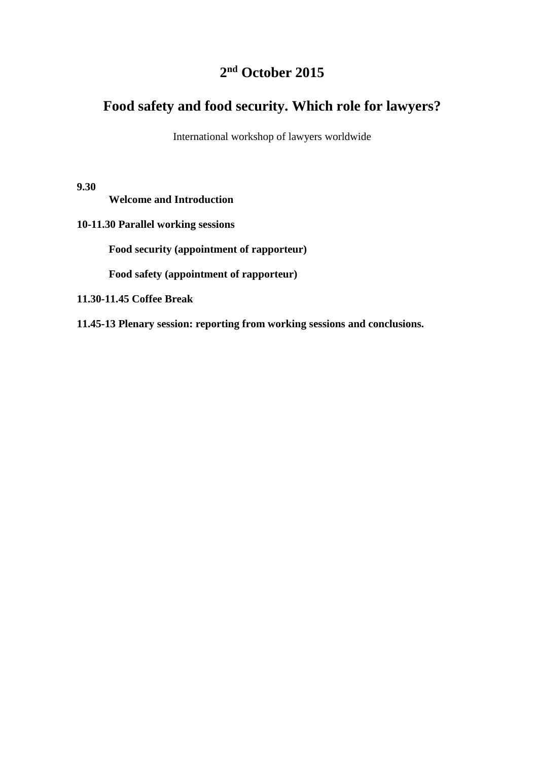## 2nd October 2015

# Food safety and food security. Which role for lawyers?

International workshop of lawyers worldwide

**9.30**

**Welcome and Introduction**

**10-11.30 Parallel working sessions**

**Food security (appointment of rapporteur)**

**Food safety (appointment of rapporteur)**

**11.30-11.45 Coffee Break**

**11.45-13 Plenary session: reporting from working sessions and conclusions.**